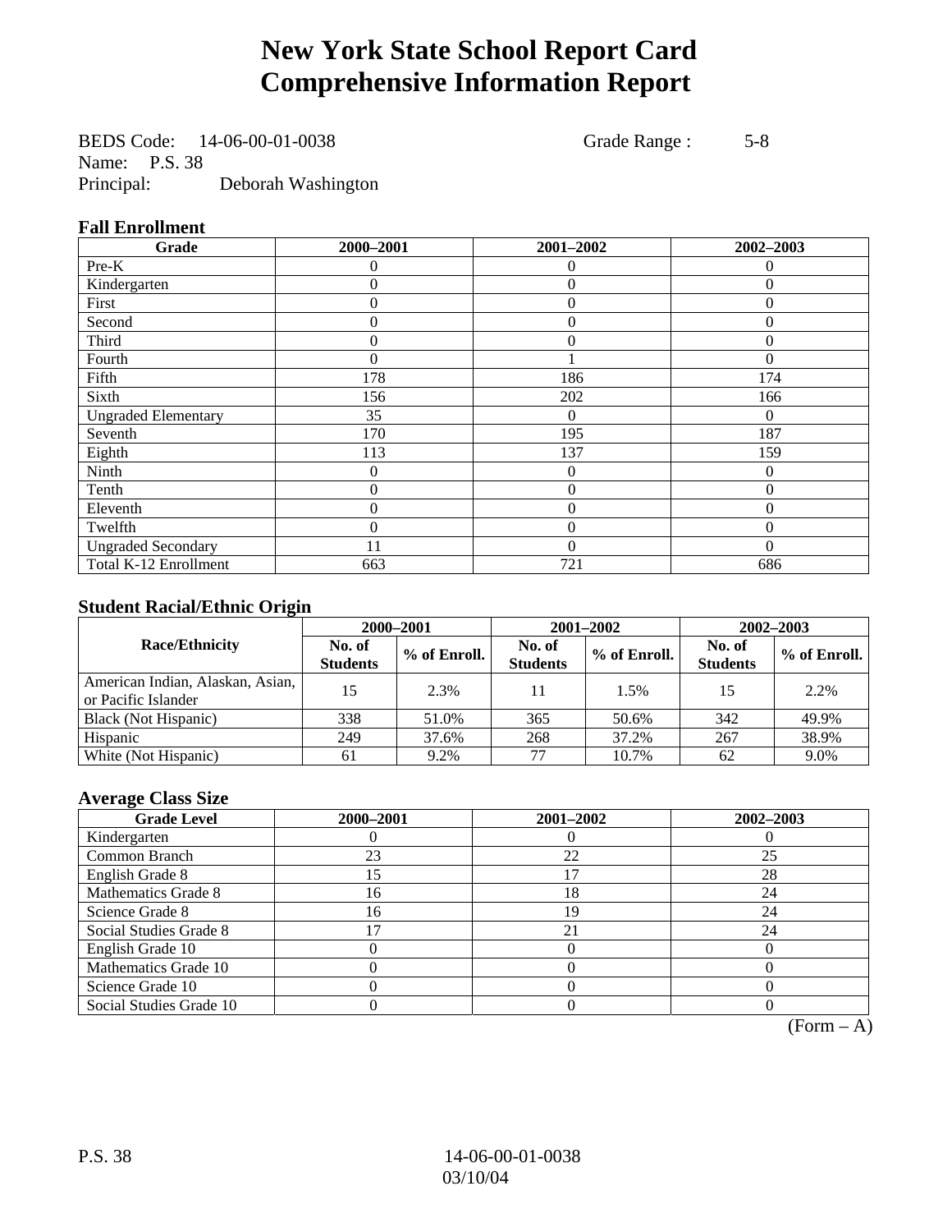# New York State School Report Card
# Comprehensive Information Report

BEDS Code: 14-06-00-01-0038 Grade Range : 5-8
Name: P.S. 38
Principal: Deborah Washington

### Fall Enrollment

| Grade | 2000–2001 | 2001–2002 | 2002–2003 |
|---|---|---|---|
| Pre-K | 0 | 0 | 0 |
| Kindergarten | 0 | 0 | 0 |
| First | 0 | 0 | 0 |
| Second | 0 | 0 | 0 |
| Third | 0 | 0 | 0 |
| Fourth | 0 | 1 | 0 |
| Fifth | 178 | 186 | 174 |
| Sixth | 156 | 202 | 166 |
| Ungraded Elementary | 35 | 0 | 0 |
| Seventh | 170 | 195 | 187 |
| Eighth | 113 | 137 | 159 |
| Ninth | 0 | 0 | 0 |
| Tenth | 0 | 0 | 0 |
| Eleventh | 0 | 0 | 0 |
| Twelfth | 0 | 0 | 0 |
| Ungraded Secondary | 11 | 0 | 0 |
| Total K-12 Enrollment | 663 | 721 | 686 |

### Student Racial/Ethnic Origin

| Race/Ethnicity | 2000–2001 | | 2001–2002 | | 2002–2003 | |
|---|---|---|---|---|---|---|
| | No. of Students | % of Enroll. | No. of Students | % of Enroll. | No. of Students | % of Enroll. |
| American Indian, Alaskan, Asian, or Pacific Islander | 15 | 2.3% | 11 | 1.5% | 15 | 2.2% |
| Black (Not Hispanic) | 338 | 51.0% | 365 | 50.6% | 342 | 49.9% |
| Hispanic | 249 | 37.6% | 268 | 37.2% | 267 | 38.9% |
| White (Not Hispanic) | 61 | 9.2% | 77 | 10.7% | 62 | 9.0% |

### Average Class Size

| Grade Level | 2000–2001 | 2001–2002 | 2002–2003 |
|---|---|---|---|
| Kindergarten | 0 | 0 | 0 |
| Common Branch | 23 | 22 | 25 |
| English Grade 8 | 15 | 17 | 28 |
| Mathematics Grade 8 | 16 | 18 | 24 |
| Science Grade 8 | 16 | 19 | 24 |
| Social Studies Grade 8 | 17 | 21 | 24 |
| English Grade 10 | 0 | 0 | 0 |
| Mathematics Grade 10 | 0 | 0 | 0 |
| Science Grade 10 | 0 | 0 | 0 |
| Social Studies Grade 10 | 0 | 0 | 0 |

(Form – A)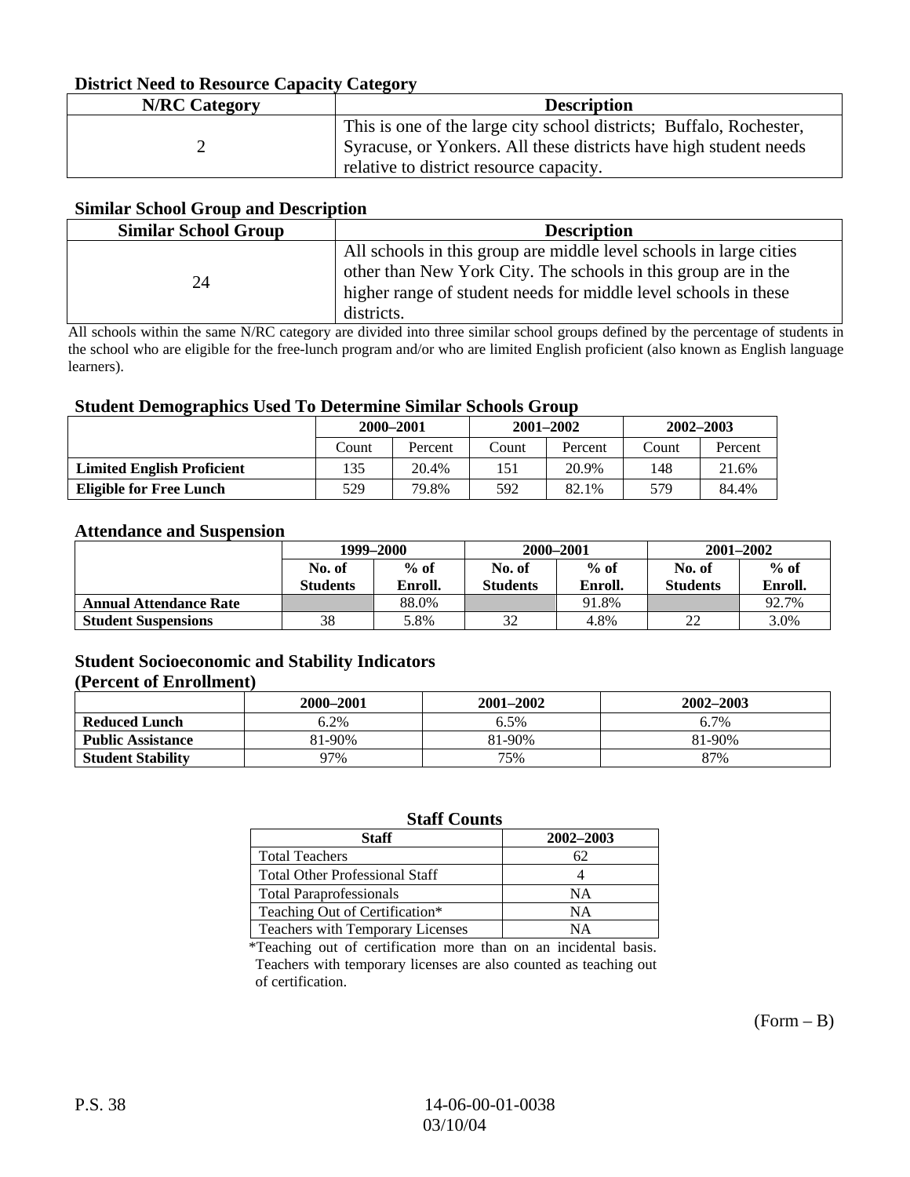### District Need to Resource Capacity Category

| N/RC Category | Description |
|---|---|
| 2 | This is one of the large city school districts; Buffalo, Rochester, Syracuse, or Yonkers. All these districts have high student needs relative to district resource capacity. |

### Similar School Group and Description

| Similar School Group | Description |
|---|---|
| 24 | All schools in this group are middle level schools in large cities other than New York City. The schools in this group are in the higher range of student needs for middle level schools in these districts. |

All schools within the same N/RC category are divided into three similar school groups defined by the percentage of students in the school who are eligible for the free-lunch program and/or who are limited English proficient (also known as English language learners).

### Student Demographics Used To Determine Similar Schools Group

| | 2000–2001 | | 2001–2002 | | 2002–2003 | |
|---|---|---|---|---|---|---|
| | Count | Percent | Count | Percent | Count | Percent |
| **Limited English Proficient** | 135 | 20.4% | 151 | 20.9% | 148 | 21.6% |
| **Eligible for Free Lunch** | 529 | 79.8% | 592 | 82.1% | 579 | 84.4% |

### Attendance and Suspension

| | 1999–2000 | | 2000–2001 | | 2001–2002 | |
|---|---|---|---|---|---|---|
| | No. of Students | % of Enroll. | No. of Students | % of Enroll. | No. of Students | % of Enroll. |
| **Annual Attendance Rate** | | 88.0% | | 91.8% | | 92.7% |
| **Student Suspensions** | 38 | 5.8% | 32 | 4.8% | 22 | 3.0% |

### Student Socioeconomic and Stability Indicators (Percent of Enrollment)

| | 2000–2001 | 2001–2002 | 2002–2003 |
|---|---|---|---|
| **Reduced Lunch** | 6.2% | 6.5% | 6.7% |
| **Public Assistance** | 81-90% | 81-90% | 81-90% |
| **Student Stability** | 97% | 75% | 87% |

### Staff Counts

| Staff | 2002–2003 |
|---|---|
| Total Teachers | 62 |
| Total Other Professional Staff | 4 |
| Total Paraprofessionals | NA |
| Teaching Out of Certification* | NA |
| Teachers with Temporary Licenses | NA |

*Teaching out of certification more than on an incidental basis. Teachers with temporary licenses are also counted as teaching out of certification.

(Form – B)

P.S. 38 14-06-00-01-0038 03/10/04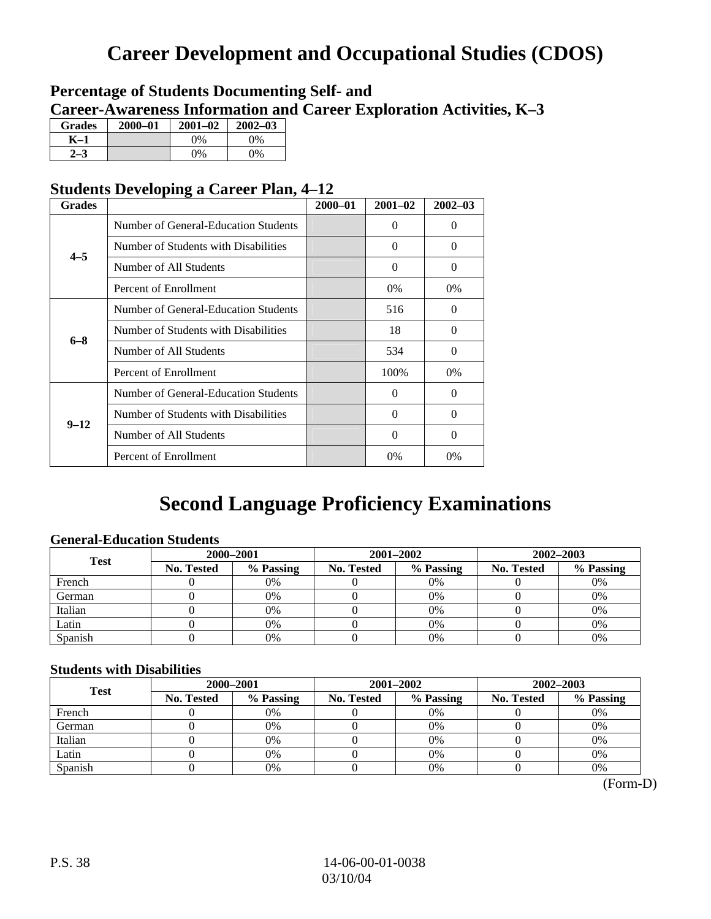# Career Development and Occupational Studies (CDOS)

## Percentage of Students Documenting Self- and Career-Awareness Information and Career Exploration Activities, K–3

| Grades | 2000–01 | 2001–02 | 2002–03 |
|---|---|---|---|
| K–1 | | 0% | 0% |
| 2–3 | | 0% | 0% |

## Students Developing a Career Plan, 4–12

| Grades | | 2000–01 | 2001–02 | 2002–03 |
|---|---|---|---|---|
| 4–5 | Number of General-Education Students | | 0 | 0 |
| | Number of Students with Disabilities | | 0 | 0 |
| | Number of All Students | | 0 | 0 |
| | Percent of Enrollment | | 0% | 0% |
| 6–8 | Number of General-Education Students | | 516 | 0 |
| | Number of Students with Disabilities | | 18 | 0 |
| | Number of All Students | | 534 | 0 |
| | Percent of Enrollment | | 100% | 0% |
| 9–12 | Number of General-Education Students | | 0 | 0 |
| | Number of Students with Disabilities | | 0 | 0 |
| | Number of All Students | | 0 | 0 |
| | Percent of Enrollment | | 0% | 0% |

# Second Language Proficiency Examinations

### General-Education Students

| Test | 2000–2001 | | 2001–2002 | | 2002–2003 | |
|---|---|---|---|---|---|---|
| | No. Tested | % Passing | No. Tested | % Passing | No. Tested | % Passing |
| French | 0 | 0% | 0 | 0% | 0 | 0% |
| German | 0 | 0% | 0 | 0% | 0 | 0% |
| Italian | 0 | 0% | 0 | 0% | 0 | 0% |
| Latin | 0 | 0% | 0 | 0% | 0 | 0% |
| Spanish | 0 | 0% | 0 | 0% | 0 | 0% |

### Students with Disabilities

| Test | 2000–2001 | | 2001–2002 | | 2002–2003 | |
|---|---|---|---|---|---|---|
| | No. Tested | % Passing | No. Tested | % Passing | No. Tested | % Passing |
| French | 0 | 0% | 0 | 0% | 0 | 0% |
| German | 0 | 0% | 0 | 0% | 0 | 0% |
| Italian | 0 | 0% | 0 | 0% | 0 | 0% |
| Latin | 0 | 0% | 0 | 0% | 0 | 0% |
| Spanish | 0 | 0% | 0 | 0% | 0 | 0% |

(Form-D)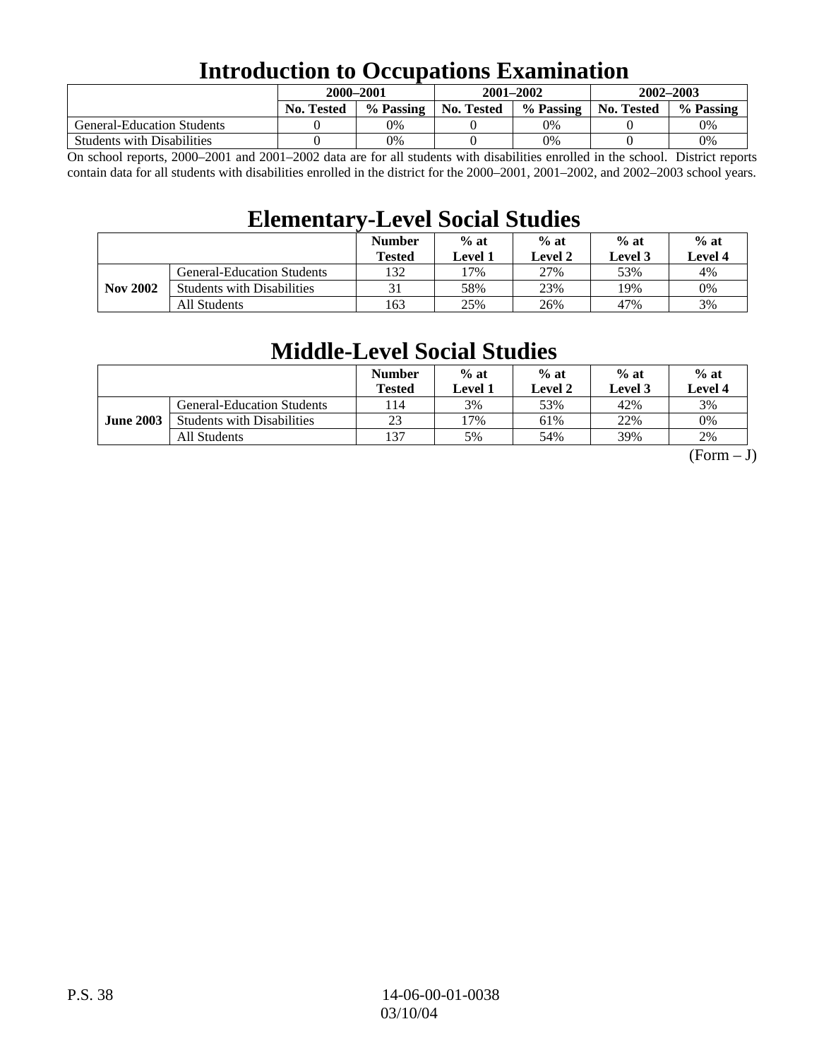# Introduction to Occupations Examination

| | 2000–2001 | | 2001–2002 | | 2002–2003 | |
|---|---|---|---|---|---|---|
| | No. Tested | % Passing | No. Tested | % Passing | No. Tested | % Passing |
| General-Education Students | 0 | 0% | 0 | 0% | 0 | 0% |
| Students with Disabilities | 0 | 0% | 0 | 0% | 0 | 0% |

On school reports, 2000–2001 and 2001–2002 data are for all students with disabilities enrolled in the school. District reports contain data for all students with disabilities enrolled in the district for the 2000–2001, 2001–2002, and 2002–2003 school years.

# Elementary-Level Social Studies

| | | Number Tested | % at Level 1 | % at Level 2 | % at Level 3 | % at Level 4 |
|---|---|---|---|---|---|---|
| **Nov 2002** | General-Education Students | 132 | 17% | 27% | 53% | 4% |
| | Students with Disabilities | 31 | 58% | 23% | 19% | 0% |
| | All Students | 163 | 25% | 26% | 47% | 3% |

# Middle-Level Social Studies

| | | Number Tested | % at Level 1 | % at Level 2 | % at Level 3 | % at Level 4 |
|---|---|---|---|---|---|---|
| **June 2003** | General-Education Students | 114 | 3% | 53% | 42% | 3% |
| | Students with Disabilities | 23 | 17% | 61% | 22% | 0% |
| | All Students | 137 | 5% | 54% | 39% | 2% |

(Form – J)